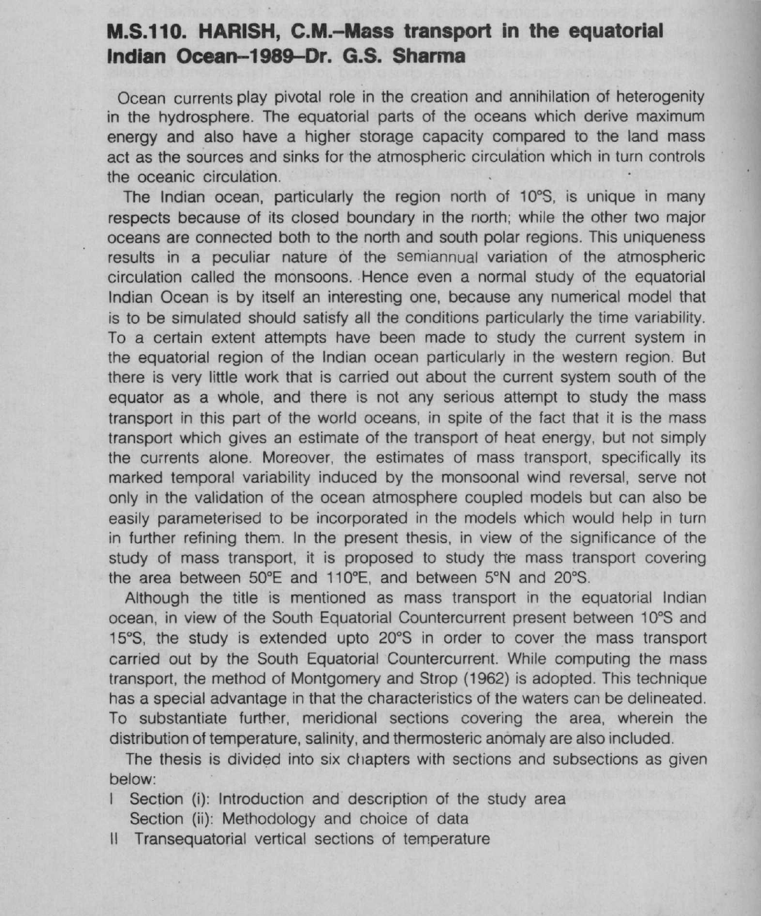## M.S.110. HARISH, C.M.–Mass transport in the equatorial Indian Ocean–1989–Dr. G.S. Sharma

Ocean currents play pivotal role in the creation and annihilation of heterogenity in the hydrosphere. The equatorial parts of the oceans which derive maximum energy and also have a higher storage capacity compared to the land mass act as the sources and sinks for the atmospheric circulation which in turn controls the oceanic circulation.

The Indian ocean, particularly the region north of 10°S, is unique in many respects because of its closed boundary in the north; while the other two major oceans are connected both to the north and south polar regions. This uniqueness results in a peculiar nature of the semiannual variation of the atmospheric circulation called the monsoons. Hence even a normal study of the equatorial Indian Ocean is by itself an interesting one, because any numerical model that is to be simulated should satisfy all the conditions particularly the time variability. To a certain extent attempts have been made to study the current system in the equatorial region of the Indian ocean particularly in the western region. But there is very little work that is carried out about the current system south of the equator as a whole, and there is not any serious attempt to study the mass transport in this part of the world oceans, in spite of the fact that it is the mass transport which gives an estimate of the transport of heat energy, but not simply the currents alone. Moreover, the estimates of mass transport, specifically its marked temporal variability induced by the monsoonal wind reversal, serve not only in the validation of the ocean atmosphere coupled models but can also be easily parameterised to be incorporated in the models which would help in turn in further refining them. In the present thesis, in view of the significance of the study of mass transport, it is proposed to study the mass transport covering the area between 50°E and 110°E, and between 5°N and 20°S.

Although the title is mentioned as mass transport in the equatorial Indian ocean, in view of the South Equatorial Countercurrent present between 10°S and 15°S, the study is extended upto 20°S in order to cover the mass transport carried out by the South Equatorial Countercurrent. While computing the mass transport, the method of Montgomery and Strop (1962) is adopted. This technique has a special advantage in that the characteristics of the waters can be delineated. To substantiate further, meridional sections covering the area, wherein the distribution of temperature, salinity, and thermosteric anomaly are also included.

The thesis is divided into six chapters with sections and subsections as given below:

I Section (i): Introduction and description of the study area
  Section (ii): Methodology and choice of data

II Transequatorial vertical sections of temperature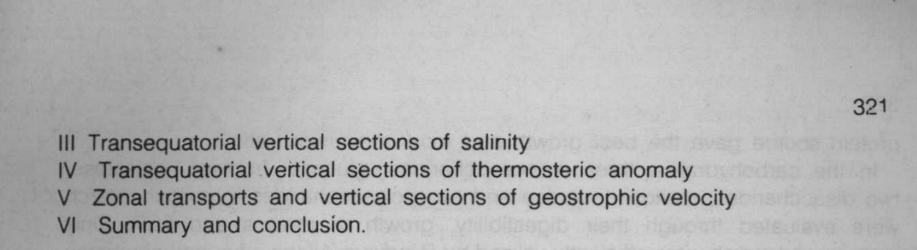III Transequatorial vertical sections of salinity
IV Transequatorial vertical sections of thermosteric anomaly
V Zonal transports and vertical sections of geostrophic velocity
VI Summary and conclusion.